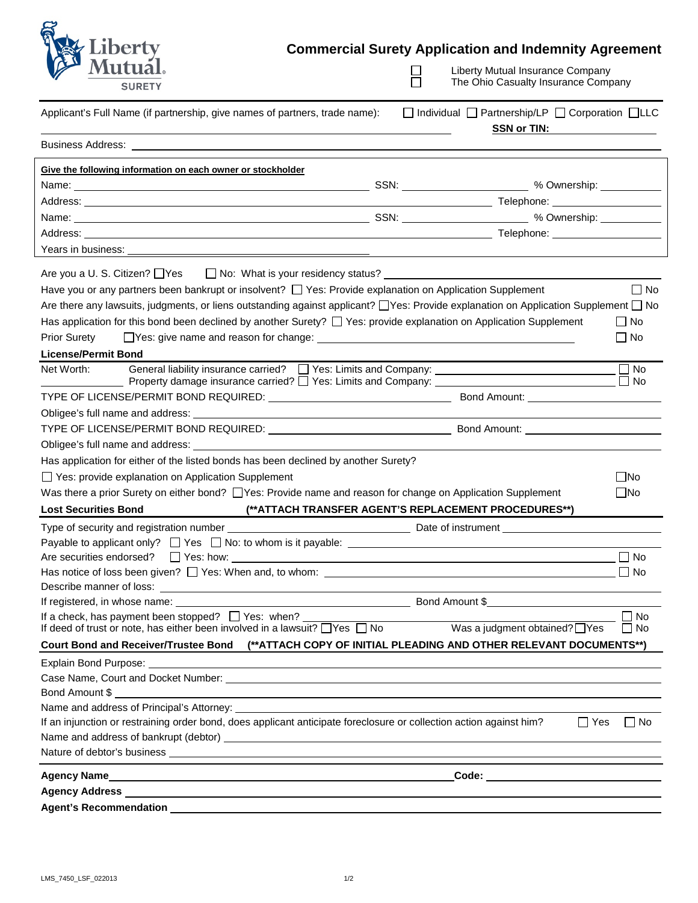Liberty Mutual SURETY

# Commercial Surety Application and Indemnity Agreement

☐ Liberty Mutual Insurance Company
☐ The Ohio Casualty Insurance Company

Applicant's Full Name (if partnership, give names of partners, trade name): ☐ Individual ☐ Partnership/LP ☐ Corporation ☐ LLC

**SSN or TIN:** ____________________

Business Address: ____________________

**Give the following information on each owner or stockholder**

Name: ____________________ SSN: ____________________ % Ownership: __________

Address: ____________________ Telephone: ____________________

Name: ____________________ SSN: ____________________ % Ownership: __________

Address: ____________________ Telephone: ____________________

Years in business: ____________________

Are you a U. S. Citizen? ☐ Yes ☐ No: What is your residency status? ____________________

Have you or any partners been bankrupt or insolvent? ☐ Yes: Provide explanation on Application Supplement ☐ No

Are there any lawsuits, judgments, or liens outstanding against applicant? ☐ Yes: Provide explanation on Application Supplement ☐ No

Has application for this bond been declined by another Surety? ☐ Yes: provide explanation on Application Supplement ☐ No

Prior Surety ☐ Yes: give name and reason for change: ____________________ ☐ No

**License/Permit Bond**

Net Worth: __________ General liability insurance carried? ☐ Yes: Limits and Company: ____________________ ☐ No
Property damage insurance carried? ☐ Yes: Limits and Company: ____________________ ☐ No

TYPE OF LICENSE/PERMIT BOND REQUIRED: ____________________ Bond Amount: ____________________

Obligee's full name and address: ____________________

TYPE OF LICENSE/PERMIT BOND REQUIRED: ____________________ Bond Amount: ____________________

Obligee's full name and address: ____________________

Has application for either of the listed bonds has been declined by another Surety?

☐ Yes: provide explanation on Application Supplement ☐ No

Was there a prior Surety on either bond? ☐ Yes: Provide name and reason for change on Application Supplement ☐ No

**Lost Securities Bond** **(**ATTACH TRANSFER AGENT'S REPLACEMENT PROCEDURES**)**

Type of security and registration number ____________________ Date of instrument ____________________

Payable to applicant only? ☐ Yes ☐ No: to whom is it payable: ____________________

Are securities endorsed? ☐ Yes: how: ____________________ ☐ No

Has notice of loss been given? ☐ Yes: When and, to whom: ____________________ ☐ No

Describe manner of loss: ____________________

If registered, in whose name: ____________________ Bond Amount $____________________

If a check, has payment been stopped? ☐ Yes: when? ____________________ ☐ No

If deed of trust or note, has either been involved in a lawsuit? ☐ Yes ☐ No Was a judgment obtained? ☐ Yes ☐ No

**Court Bond and Receiver/Trustee Bond (**ATTACH COPY OF INITIAL PLEADING AND OTHER RELEVANT DOCUMENTS**)**

Explain Bond Purpose: ____________________

Case Name, Court and Docket Number: ____________________

Bond Amount $ ____________________

Name and address of Principal's Attorney: ____________________

If an injunction or restraining order bond, does applicant anticipate foreclosure or collection action against him? ☐ Yes ☐ No

Name and address of bankrupt (debtor) ____________________

Nature of debtor's business ____________________

**Agency Name** ____________________ **Code:** ____________________

**Agency Address** ____________________

**Agent's Recommendation** ____________________

LMS_7450_LSF_022013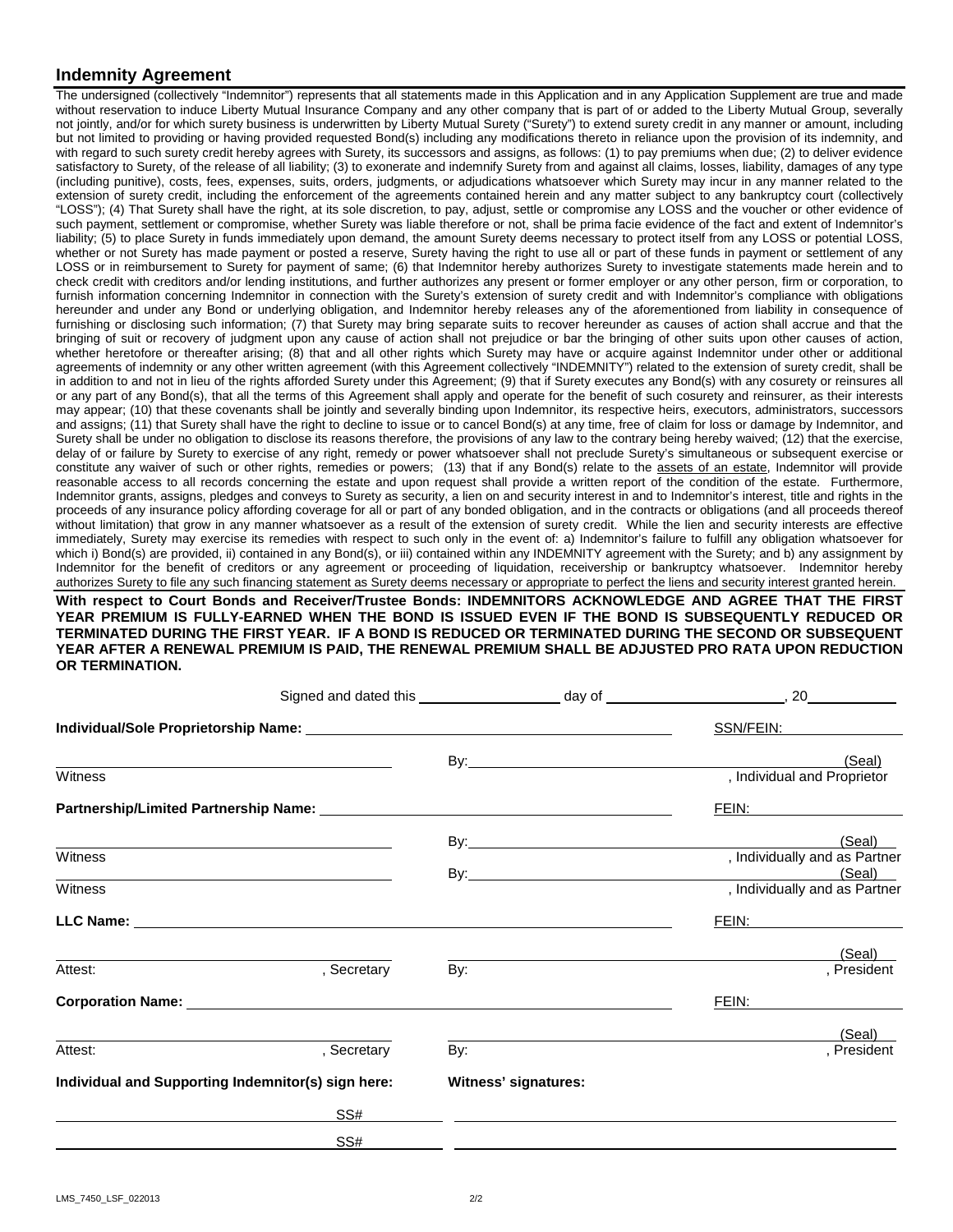## Indemnity Agreement

The undersigned (collectively "Indemnitor") represents that all statements made in this Application and in any Application Supplement are true and made without reservation to induce Liberty Mutual Insurance Company and any other company that is part of or added to the Liberty Mutual Group, severally not jointly, and/or for which surety business is underwritten by Liberty Mutual Surety ("Surety") to extend surety credit in any manner or amount, including but not limited to providing or having provided requested Bond(s) including any modifications thereto in reliance upon the provision of its indemnity, and with regard to such surety credit hereby agrees with Surety, its successors and assigns, as follows: (1) to pay premiums when due; (2) to deliver evidence satisfactory to Surety, of the release of all liability; (3) to exonerate and indemnify Surety from and against all claims, losses, liability, damages of any type (including punitive), costs, fees, expenses, suits, orders, judgments, or adjudications whatsoever which Surety may incur in any manner related to the extension of surety credit, including the enforcement of the agreements contained herein and any matter subject to any bankruptcy court (collectively "LOSS"); (4) That Surety shall have the right, at its sole discretion, to pay, adjust, settle or compromise any LOSS and the voucher or other evidence of such payment, settlement or compromise, whether Surety was liable therefore or not, shall be prima facie evidence of the fact and extent of Indemnitor's liability; (5) to place Surety in funds immediately upon demand, the amount Surety deems necessary to protect itself from any LOSS or potential LOSS, whether or not Surety has made payment or posted a reserve, Surety having the right to use all or part of these funds in payment or settlement of any LOSS or in reimbursement to Surety for payment of same; (6) that Indemnitor hereby authorizes Surety to investigate statements made herein and to check credit with creditors and/or lending institutions, and further authorizes any present or former employer or any other person, firm or corporation, to furnish information concerning Indemnitor in connection with the Surety's extension of surety credit and with Indemnitor's compliance with obligations hereunder and under any Bond or underlying obligation, and Indemnitor hereby releases any of the aforementioned from liability in consequence of furnishing or disclosing such information; (7) that Surety may bring separate suits to recover hereunder as causes of action shall accrue and that the bringing of suit or recovery of judgment upon any cause of action shall not prejudice or bar the bringing of other suits upon other causes of action, whether heretofore or thereafter arising; (8) that and all other rights which Surety may have or acquire against Indemnitor under other or additional agreements of indemnity or any other written agreement (with this Agreement collectively "INDEMNITY") related to the extension of surety credit, shall be in addition to and not in lieu of the rights afforded Surety under this Agreement; (9) that if Surety executes any Bond(s) with any cosurety or reinsures all or any part of any Bond(s), that all the terms of this Agreement shall apply and operate for the benefit of such cosurety and reinsurer, as their interests may appear; (10) that these covenants shall be jointly and severally binding upon Indemnitor, its respective heirs, executors, administrators, successors and assigns; (11) that Surety shall have the right to decline to issue or to cancel Bond(s) at any time, free of claim for loss or damage by Indemnitor, and Surety shall be under no obligation to disclose its reasons therefore, the provisions of any law to the contrary being hereby waived; (12) that the exercise, delay of or failure by Surety to exercise of any right, remedy or power whatsoever shall not preclude Surety's simultaneous or subsequent exercise or constitute any waiver of such or other rights, remedies or powers; (13) that if any Bond(s) relate to the assets of an estate, Indemnitor will provide reasonable access to all records concerning the estate and upon request shall provide a written report of the condition of the estate. Furthermore, Indemnitor grants, assigns, pledges and conveys to Surety as security, a lien on and security interest in and to Indemnitor's interest, title and rights in the proceeds of any insurance policy affording coverage for all or part of any bonded obligation, and in the contracts or obligations (and all proceeds thereof without limitation) that grow in any manner whatsoever as a result of the extension of surety credit. While the lien and security interests are effective immediately, Surety may exercise its remedies with respect to such only in the event of: a) Indemnitor's failure to fulfill any obligation whatsoever for which i) Bond(s) are provided, ii) contained in any Bond(s), or iii) contained within any INDEMNITY agreement with the Surety; and b) any assignment by Indemnitor for the benefit of creditors or any agreement or proceeding of liquidation, receivership or bankruptcy whatsoever. Indemnitor hereby authorizes Surety to file any such financing statement as Surety deems necessary or appropriate to perfect the liens and security interest granted herein.

**With respect to Court Bonds and Receiver/Trustee Bonds: INDEMNITORS ACKNOWLEDGE AND AGREE THAT THE FIRST YEAR PREMIUM IS FULLY-EARNED WHEN THE BOND IS ISSUED EVEN IF THE BOND IS SUBSEQUENTLY REDUCED OR TERMINATED DURING THE FIRST YEAR. IF A BOND IS REDUCED OR TERMINATED DURING THE SECOND OR SUBSEQUENT YEAR AFTER A RENEWAL PREMIUM IS PAID, THE RENEWAL PREMIUM SHALL BE ADJUSTED PRO RATA UPON REDUCTION OR TERMINATION.**

Signed and dated this ________________ day of ____________________, 20__________

**Individual/Sole Proprietorship Name:** ________________________________ SSN/FEIN: ______________

________________________ By: ________________________________ (Seal)
Witness , Individual and Proprietor

**Partnership/Limited Partnership Name:** ________________________________ FEIN: ______________

________________________ By: ________________________________ (Seal)
Witness , Individually and as Partner

________________________ By: ________________________________ (Seal)
Witness , Individually and as Partner

**LLC Name:** ________________________________ FEIN: ______________

________________________ , Secretary ________________________________ (Seal)
Attest: By: , President

**Corporation Name:** ________________________________ FEIN: ______________

________________________ , Secretary ________________________________ (Seal)
Attest: By: , President

**Individual and Supporting Indemnitor(s) sign here:** **Witness' signatures:**

________________________ SS# ________________________________

________________________ SS# ________________________________

LMS_7450_LSF_022013